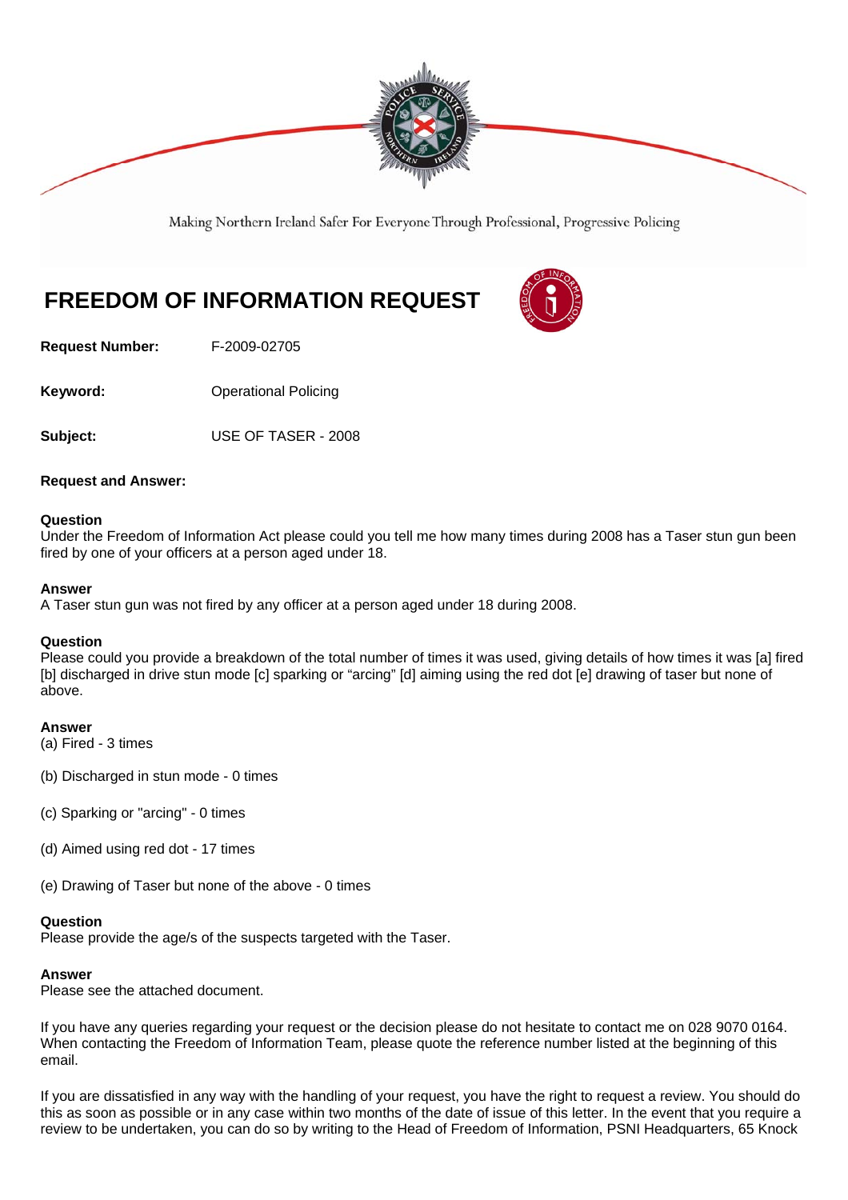Making Northern Ireland Safer For Everyone Through Professional, Progressive Policing

# FREEDOM OF INFORMATION REQUEST

**Request Number:** F-2009-02705

**Keyword:** Operational Policing

**Subject:** USE OF TASER - 2008

**Request and Answer:**

**Question**
Under the Freedom of Information Act please could you tell me how many times during 2008 has a Taser stun gun been fired by one of your officers at a person aged under 18.

**Answer**
A Taser stun gun was not fired by any officer at a person aged under 18 during 2008.

**Question**
Please could you provide a breakdown of the total number of times it was used, giving details of how times it was [a] fired [b] discharged in drive stun mode [c] sparking or "arcing" [d] aiming using the red dot [e] drawing of taser but none of above.

**Answer**
(a) Fired - 3 times

(b) Discharged in stun mode - 0 times

(c) Sparking or "arcing" - 0 times

(d) Aimed using red dot - 17 times

(e) Drawing of Taser but none of the above - 0 times

**Question**
Please provide the age/s of the suspects targeted with the Taser.

**Answer**
Please see the attached document.

If you have any queries regarding your request or the decision please do not hesitate to contact me on 028 9070 0164. When contacting the Freedom of Information Team, please quote the reference number listed at the beginning of this email.

If you are dissatisfied in any way with the handling of your request, you have the right to request a review. You should do this as soon as possible or in any case within two months of the date of issue of this letter. In the event that you require a review to be undertaken, you can do so by writing to the Head of Freedom of Information, PSNI Headquarters, 65 Knock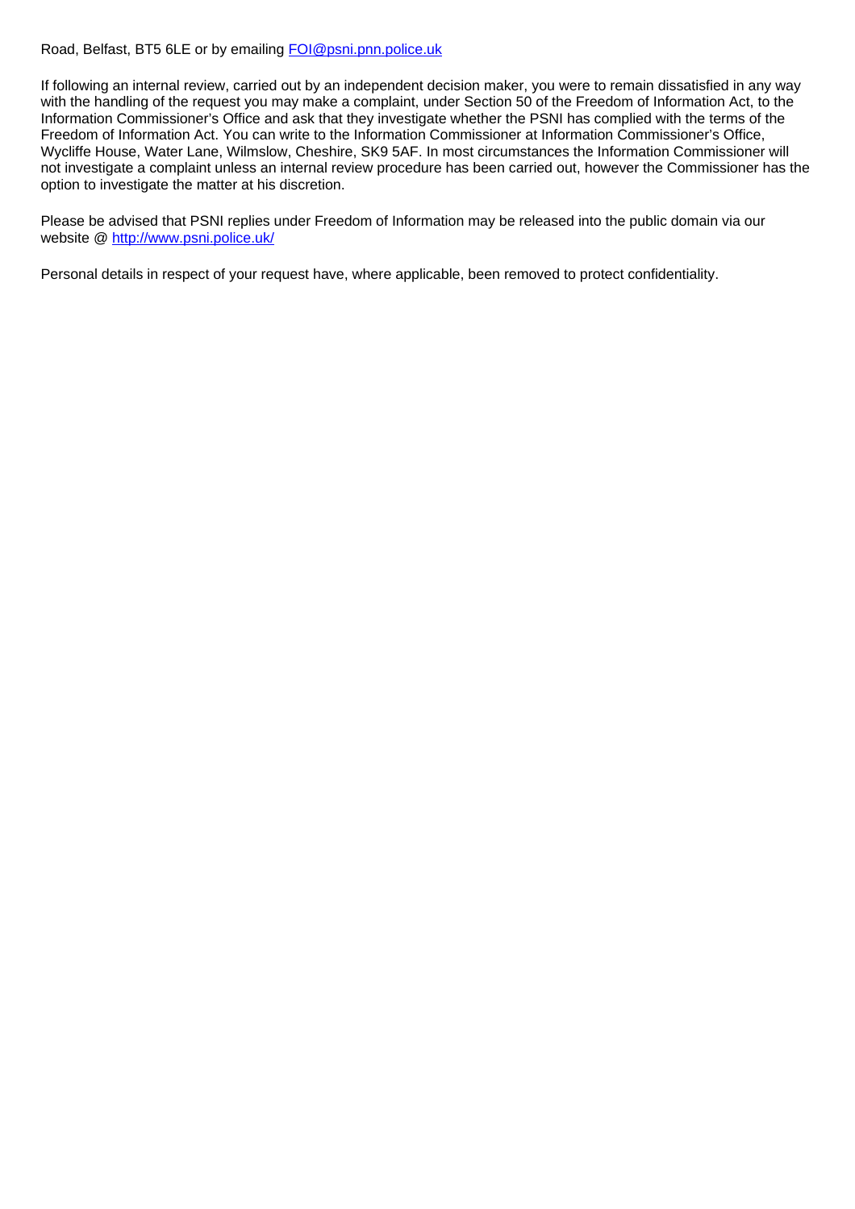Road, Belfast, BT5 6LE or by emailing FOI@psni.pnn.police.uk

If following an internal review, carried out by an independent decision maker, you were to remain dissatisfied in any way with the handling of the request you may make a complaint, under Section 50 of the Freedom of Information Act, to the Information Commissioner's Office and ask that they investigate whether the PSNI has complied with the terms of the Freedom of Information Act. You can write to the Information Commissioner at Information Commissioner's Office, Wycliffe House, Water Lane, Wilmslow, Cheshire, SK9 5AF. In most circumstances the Information Commissioner will not investigate a complaint unless an internal review procedure has been carried out, however the Commissioner has the option to investigate the matter at his discretion.

Please be advised that PSNI replies under Freedom of Information may be released into the public domain via our website @ http://www.psni.police.uk/

Personal details in respect of your request have, where applicable, been removed to protect confidentiality.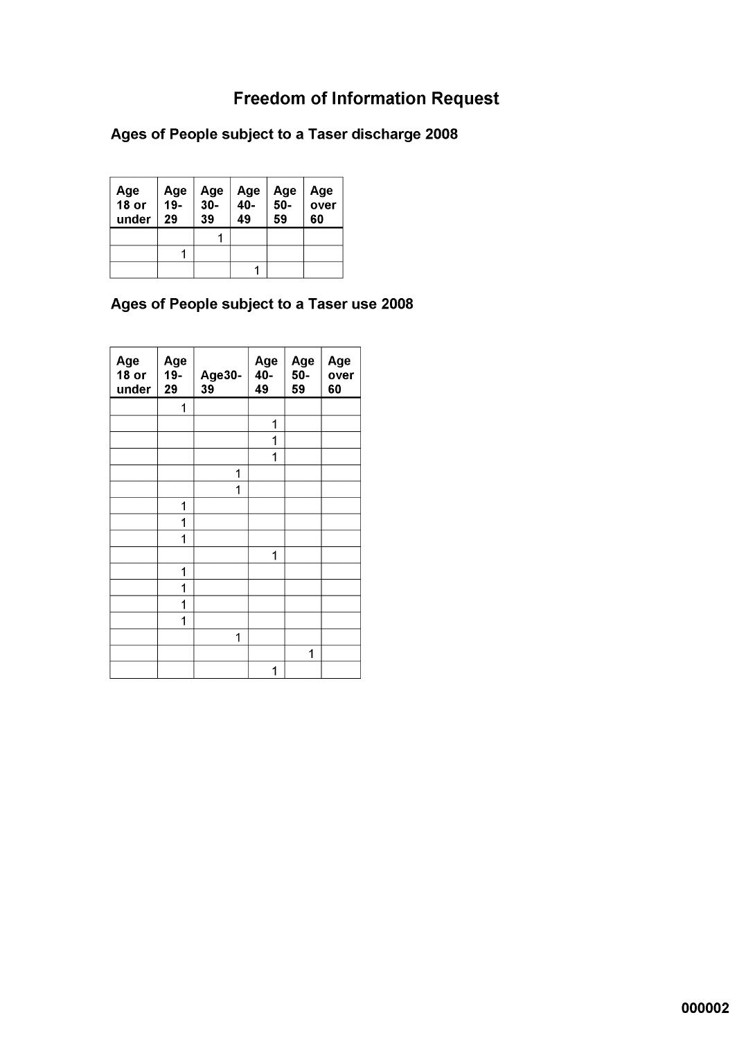# Freedom of Information Request

## Ages of People subject to a Taser discharge 2008

| Age 18 or under | Age 19-29 | Age 30-39 | Age 40-49 | Age 50-59 | Age over 60 |
|---|---|---|---|---|---|
| | | 1 | | | |
| | 1 | | | | |
| | | | 1 | | |

## Ages of People subject to a Taser use 2008

| Age 18 or under | Age 19-29 | Age30-39 | Age 40-49 | Age 50-59 | Age over 60 |
|---|---|---|---|---|---|
| | 1 | | | | |
| | | | 1 | | |
| | | | 1 | | |
| | | | 1 | | |
| | | 1 | | | |
| | | 1 | | | |
| | 1 | | | | |
| | 1 | | | | |
| | 1 | | | | |
| | | | 1 | | |
| | 1 | | | | |
| | 1 | | | | |
| | 1 | | | | |
| | 1 | | | | |
| | | 1 | | | |
| | | | | 1 | |
| | | | 1 | | |